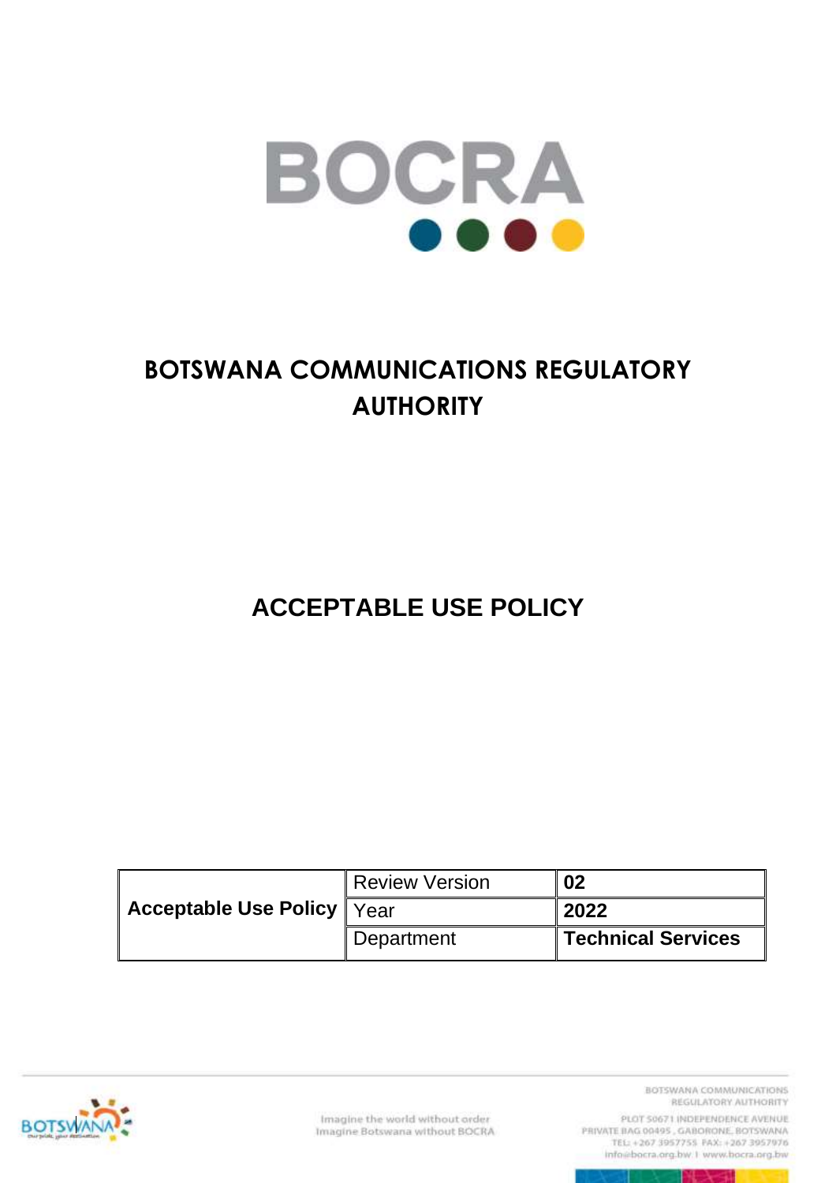BOCRA

# BOTSWANA COMMUNICATIONS REGULATORY AUTHORITY

# ACCEPTABLE USE POLICY

| | | |
|---|---|---|
| **Acceptable Use Policy** | Review Version | **02** |
| | Year | **2022** |
| | Department | **Technical Services** |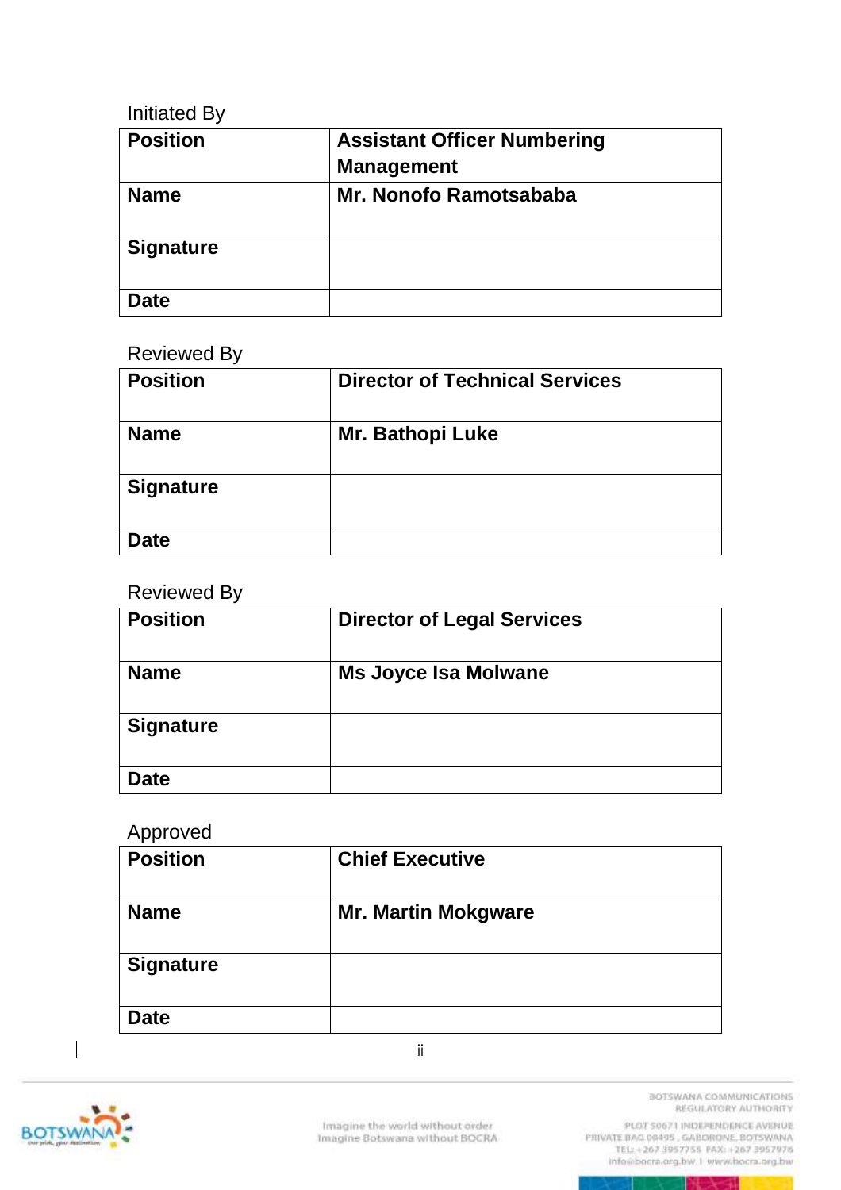Initiated By

| **Position** | **Assistant Officer Numbering Management** |
|---|---|
| **Name** | **Mr. Nonofo Ramotsababa** |
| **Signature** | |
| **Date** | |

Reviewed By

| **Position** | **Director of Technical Services** |
|---|---|
| **Name** | **Mr. Bathopi Luke** |
| **Signature** | |
| **Date** | |

Reviewed By

| **Position** | **Director of Legal Services** |
|---|---|
| **Name** | **Ms Joyce Isa Molwane** |
| **Signature** | |
| **Date** | |

Approved

| **Position** | **Chief Executive** |
|---|---|
| **Name** | **Mr. Martin Mokgware** |
| **Signature** | |
| **Date** | |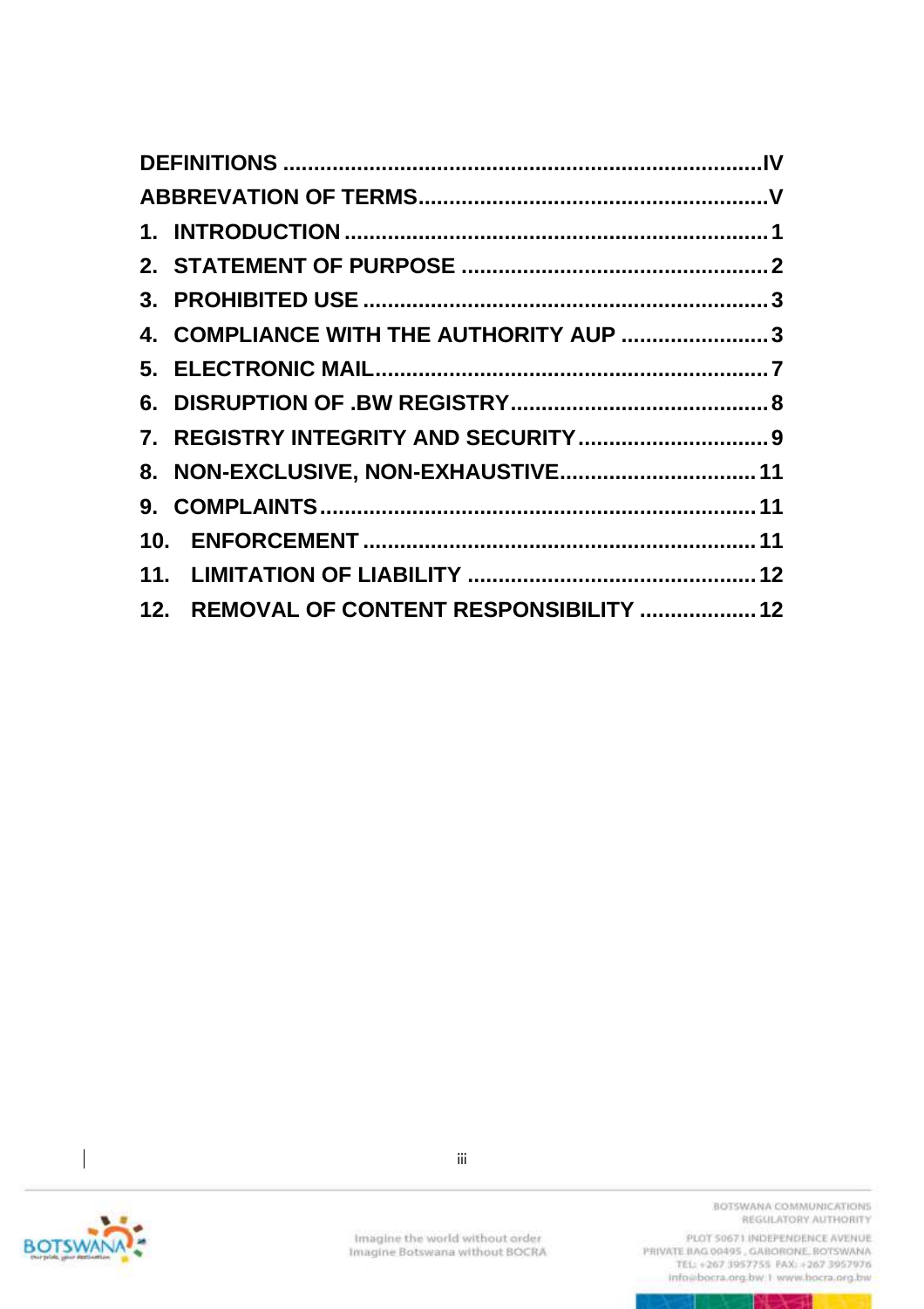DEFINITIONS ............................................................................IV

ABBREVATION OF TERMS........................................................V

1. INTRODUCTION ....................................................................1

2. STATEMENT OF PURPOSE ..................................................2

3. PROHIBITED USE ..................................................................3

4. COMPLIANCE WITH THE AUTHORITY AUP ........................3

5. ELECTRONIC MAIL................................................................7

6. DISRUPTION OF .BW REGISTRY..........................................8

7. REGISTRY INTEGRITY AND SECURITY...............................9

8. NON-EXCLUSIVE, NON-EXHAUSTIVE................................11

9. COMPLAINTS.......................................................................11

10. ENFORCEMENT ................................................................11

11. LIMITATION OF LIABILITY ................................................12

12. REMOVAL OF CONTENT RESPONSIBILITY ...................12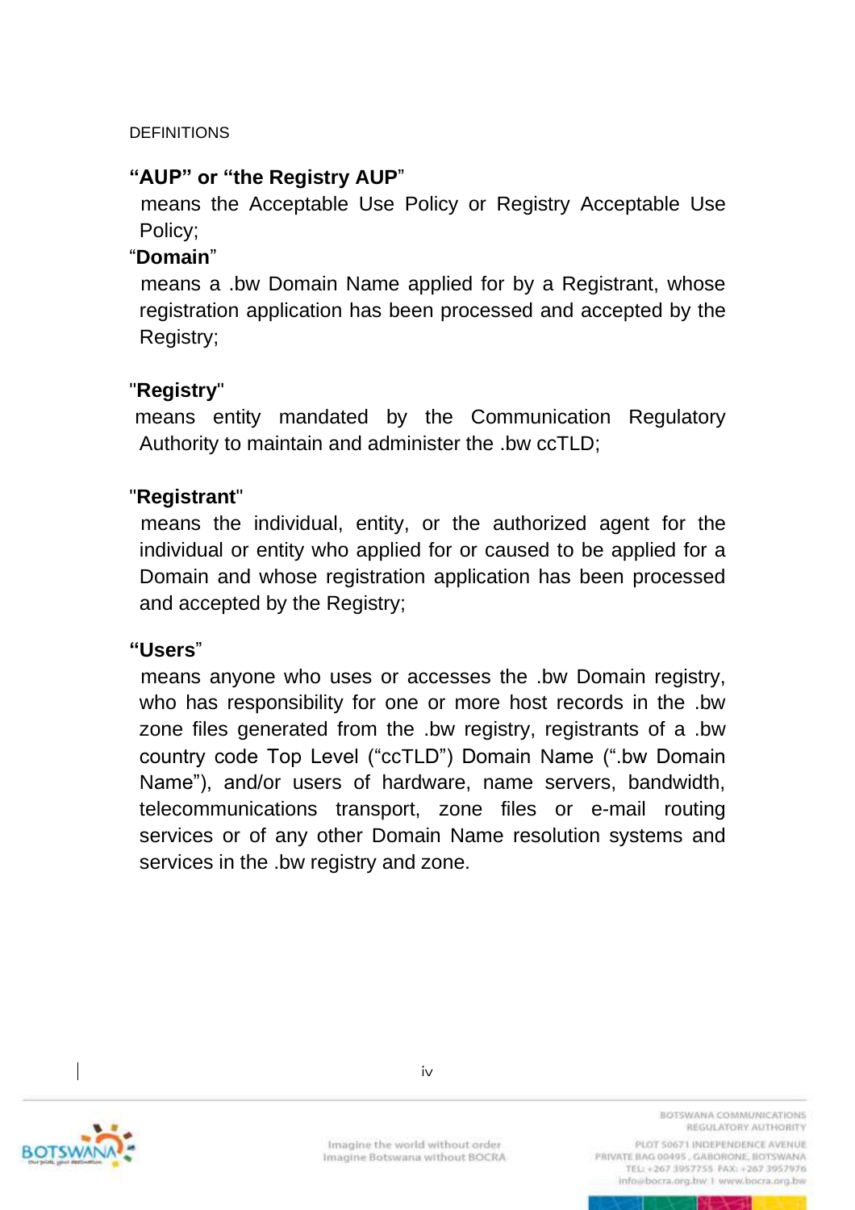DEFINITIONS

**"AUP" or "the Registry AUP"**

means the Acceptable Use Policy or Registry Acceptable Use Policy;

"**Domain**"

means a .bw Domain Name applied for by a Registrant, whose registration application has been processed and accepted by the Registry;

"**Registry**"

means entity mandated by the Communication Regulatory Authority to maintain and administer the .bw ccTLD;

"**Registrant**"

means the individual, entity, or the authorized agent for the individual or entity who applied for or caused to be applied for a Domain and whose registration application has been processed and accepted by the Registry;

**"Users"**

means anyone who uses or accesses the .bw Domain registry, who has responsibility for one or more host records in the .bw zone files generated from the .bw registry, registrants of a .bw country code Top Level ("ccTLD") Domain Name (".bw Domain Name"), and/or users of hardware, name servers, bandwidth, telecommunications transport, zone files or e-mail routing services or of any other Domain Name resolution systems and services in the .bw registry and zone.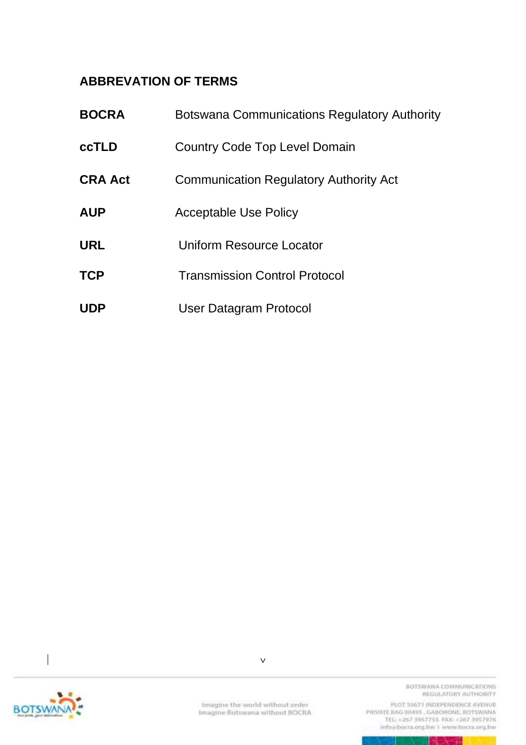## ABBREVATION OF TERMS

| | |
|---|---|
| **BOCRA** | Botswana Communications Regulatory Authority |
| **ccTLD** | Country Code Top Level Domain |
| **CRA Act** | Communication Regulatory Authority Act |
| **AUP** | Acceptable Use Policy |
| **URL** | Uniform Resource Locator |
| **TCP** | Transmission Control Protocol |
| **UDP** | User Datagram Protocol |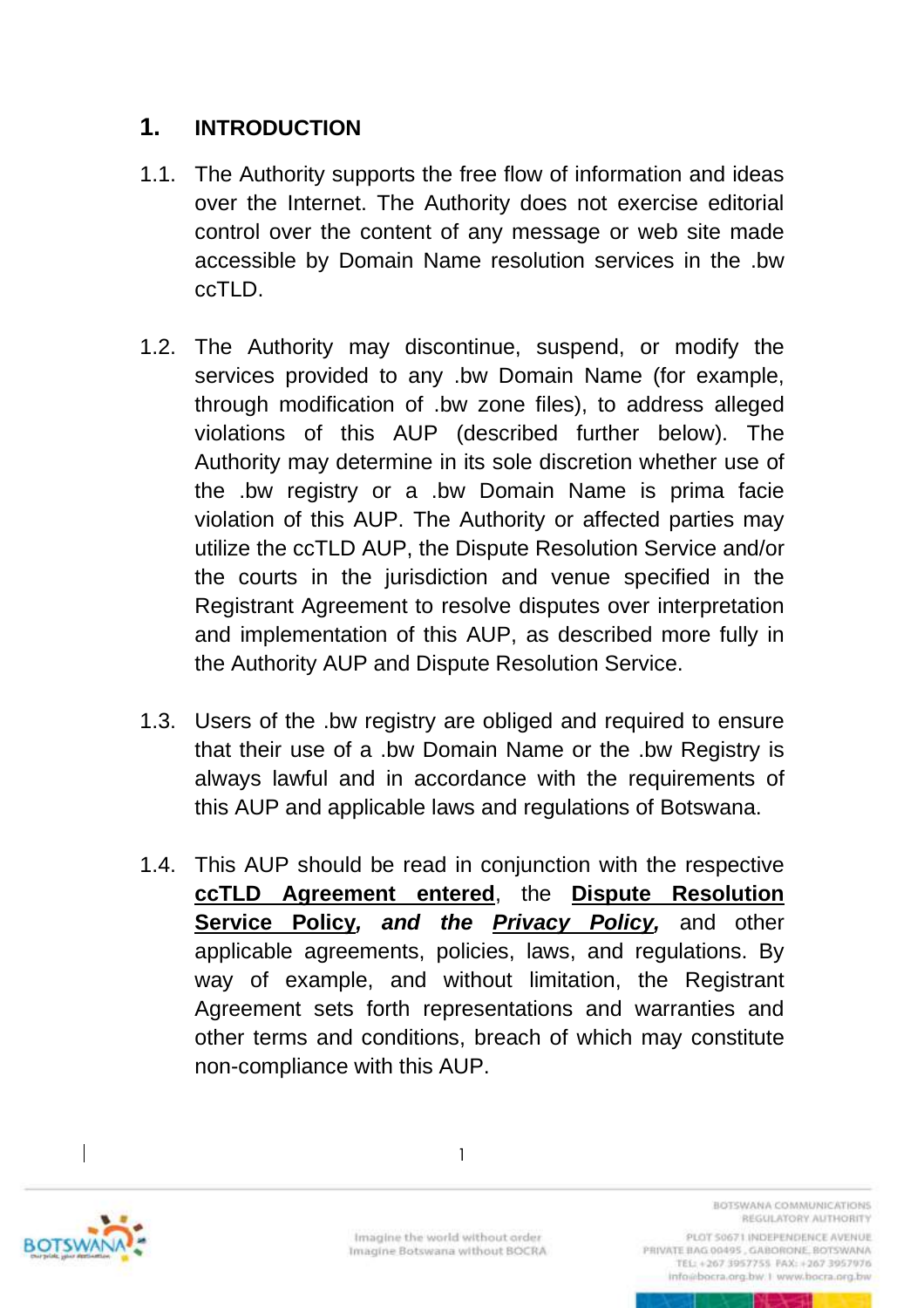## 1. INTRODUCTION

1.1. The Authority supports the free flow of information and ideas over the Internet. The Authority does not exercise editorial control over the content of any message or web site made accessible by Domain Name resolution services in the .bw ccTLD.

1.2. The Authority may discontinue, suspend, or modify the services provided to any .bw Domain Name (for example, through modification of .bw zone files), to address alleged violations of this AUP (described further below). The Authority may determine in its sole discretion whether use of the .bw registry or a .bw Domain Name is prima facie violation of this AUP. The Authority or affected parties may utilize the ccTLD AUP, the Dispute Resolution Service and/or the courts in the jurisdiction and venue specified in the Registrant Agreement to resolve disputes over interpretation and implementation of this AUP, as described more fully in the Authority AUP and Dispute Resolution Service.

1.3. Users of the .bw registry are obliged and required to ensure that their use of a .bw Domain Name or the .bw Registry is always lawful and in accordance with the requirements of this AUP and applicable laws and regulations of Botswana.

1.4. This AUP should be read in conjunction with the respective **ccTLD Agreement entered**, the **Dispute Resolution Service Policy*****, and the*** ***Privacy Policy,*** and other applicable agreements, policies, laws, and regulations. By way of example, and without limitation, the Registrant Agreement sets forth representations and warranties and other terms and conditions, breach of which may constitute non-compliance with this AUP.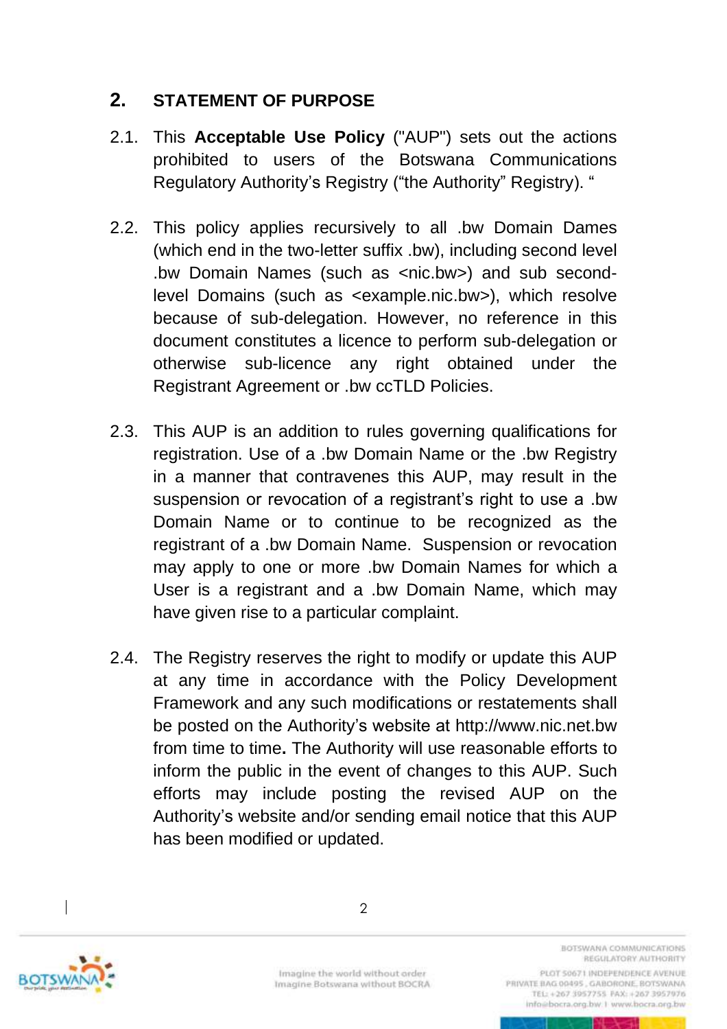## 2. STATEMENT OF PURPOSE

2.1. This **Acceptable Use Policy** ("AUP") sets out the actions prohibited to users of the Botswana Communications Regulatory Authority's Registry ("the Authority" Registry). "

2.2. This policy applies recursively to all .bw Domain Dames (which end in the two-letter suffix .bw), including second level .bw Domain Names (such as <nic.bw>) and sub second-level Domains (such as <example.nic.bw>), which resolve because of sub-delegation. However, no reference in this document constitutes a licence to perform sub-delegation or otherwise sub-licence any right obtained under the Registrant Agreement or .bw ccTLD Policies.

2.3. This AUP is an addition to rules governing qualifications for registration. Use of a .bw Domain Name or the .bw Registry in a manner that contravenes this AUP, may result in the suspension or revocation of a registrant's right to use a .bw Domain Name or to continue to be recognized as the registrant of a .bw Domain Name. Suspension or revocation may apply to one or more .bw Domain Names for which a User is a registrant and a .bw Domain Name, which may have given rise to a particular complaint.

2.4. The Registry reserves the right to modify or update this AUP at any time in accordance with the Policy Development Framework and any such modifications or restatements shall be posted on the Authority's website at http://www.nic.net.bw from time to time**.** The Authority will use reasonable efforts to inform the public in the event of changes to this AUP. Such efforts may include posting the revised AUP on the Authority's website and/or sending email notice that this AUP has been modified or updated.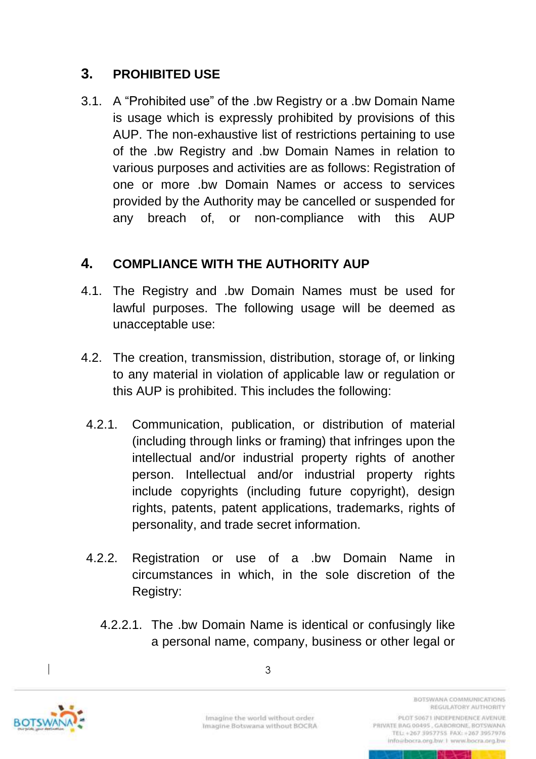## 3. PROHIBITED USE

3.1. A "Prohibited use" of the .bw Registry or a .bw Domain Name is usage which is expressly prohibited by provisions of this AUP. The non-exhaustive list of restrictions pertaining to use of the .bw Registry and .bw Domain Names in relation to various purposes and activities are as follows: Registration of one or more .bw Domain Names or access to services provided by the Authority may be cancelled or suspended for any breach of, or non-compliance with this AUP

## 4. COMPLIANCE WITH THE AUTHORITY AUP

4.1. The Registry and .bw Domain Names must be used for lawful purposes. The following usage will be deemed as unacceptable use:

4.2. The creation, transmission, distribution, storage of, or linking to any material in violation of applicable law or regulation or this AUP is prohibited. This includes the following:

4.2.1. Communication, publication, or distribution of material (including through links or framing) that infringes upon the intellectual and/or industrial property rights of another person. Intellectual and/or industrial property rights include copyrights (including future copyright), design rights, patents, patent applications, trademarks, rights of personality, and trade secret information.

4.2.2. Registration or use of a .bw Domain Name in circumstances in which, in the sole discretion of the Registry:

4.2.2.1. The .bw Domain Name is identical or confusingly like a personal name, company, business or other legal or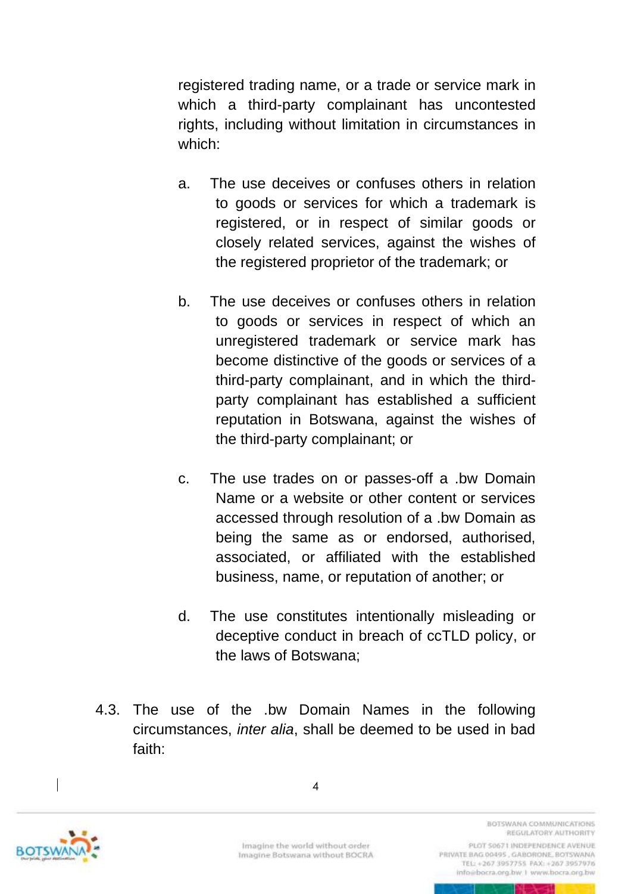registered trading name, or a trade or service mark in which a third-party complainant has uncontested rights, including without limitation in circumstances in which:

a. The use deceives or confuses others in relation to goods or services for which a trademark is registered, or in respect of similar goods or closely related services, against the wishes of the registered proprietor of the trademark; or

b. The use deceives or confuses others in relation to goods or services in respect of which an unregistered trademark or service mark has become distinctive of the goods or services of a third-party complainant, and in which the third-party complainant has established a sufficient reputation in Botswana, against the wishes of the third-party complainant; or

c. The use trades on or passes-off a .bw Domain Name or a website or other content or services accessed through resolution of a .bw Domain as being the same as or endorsed, authorised, associated, or affiliated with the established business, name, or reputation of another; or

d. The use constitutes intentionally misleading or deceptive conduct in breach of ccTLD policy, or the laws of Botswana;

4.3. The use of the .bw Domain Names in the following circumstances, *inter alia*, shall be deemed to be used in bad faith: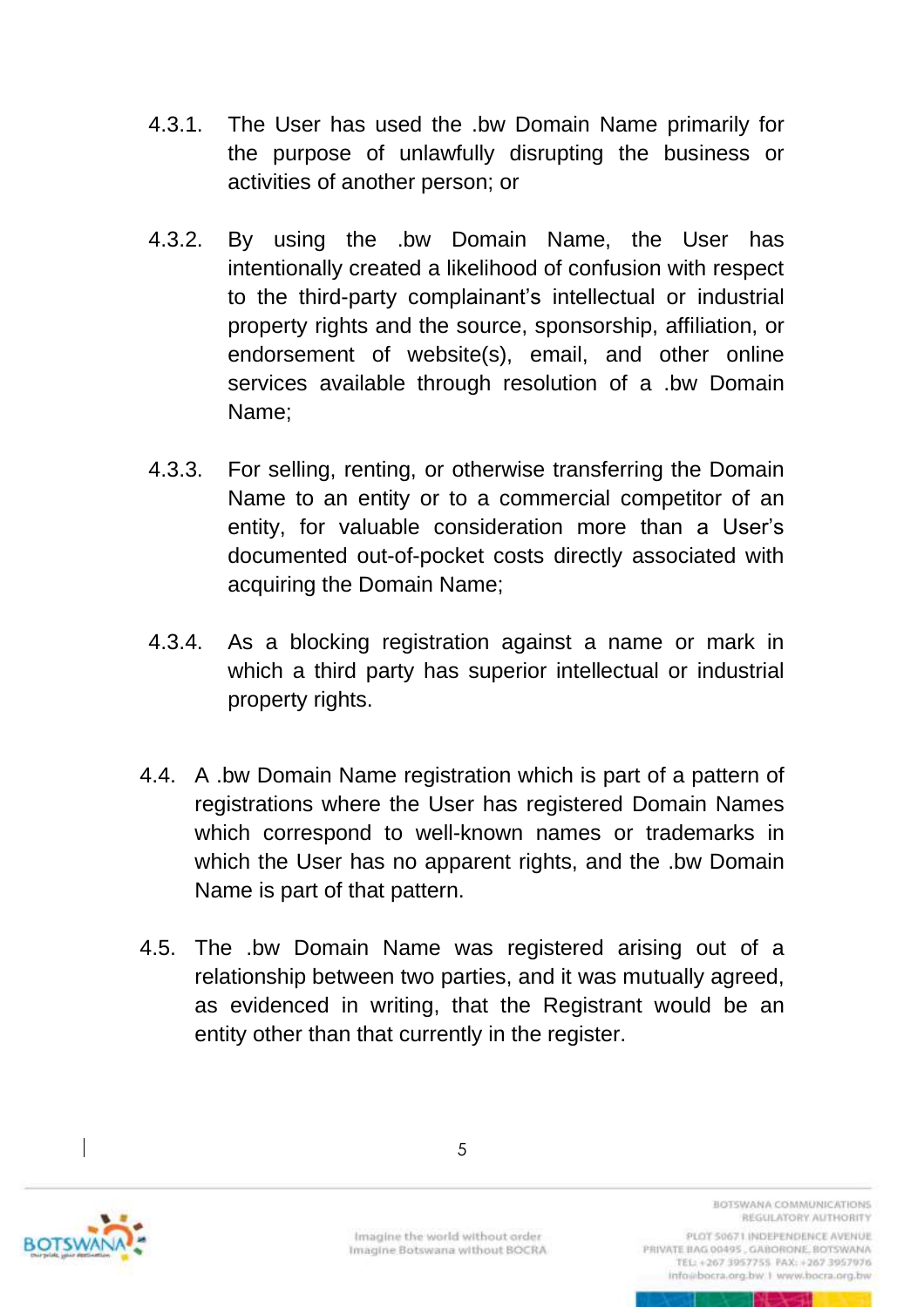4.3.1. The User has used the .bw Domain Name primarily for the purpose of unlawfully disrupting the business or activities of another person; or

4.3.2. By using the .bw Domain Name, the User has intentionally created a likelihood of confusion with respect to the third-party complainant's intellectual or industrial property rights and the source, sponsorship, affiliation, or endorsement of website(s), email, and other online services available through resolution of a .bw Domain Name;

4.3.3. For selling, renting, or otherwise transferring the Domain Name to an entity or to a commercial competitor of an entity, for valuable consideration more than a User's documented out-of-pocket costs directly associated with acquiring the Domain Name;

4.3.4. As a blocking registration against a name or mark in which a third party has superior intellectual or industrial property rights.

4.4. A .bw Domain Name registration which is part of a pattern of registrations where the User has registered Domain Names which correspond to well-known names or trademarks in which the User has no apparent rights, and the .bw Domain Name is part of that pattern.

4.5. The .bw Domain Name was registered arising out of a relationship between two parties, and it was mutually agreed, as evidenced in writing, that the Registrant would be an entity other than that currently in the register.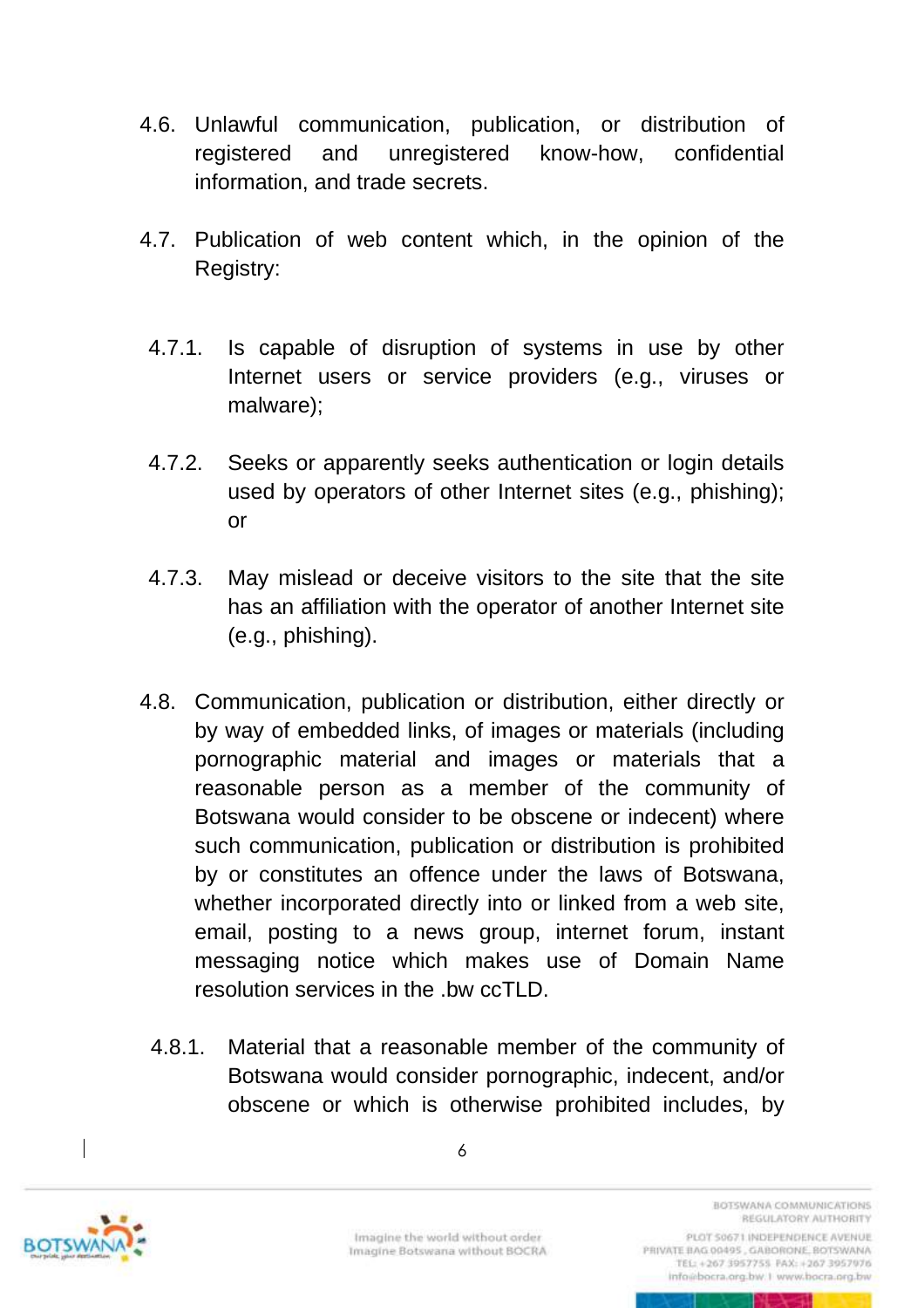4.6. Unlawful communication, publication, or distribution of registered and unregistered know-how, confidential information, and trade secrets.

4.7. Publication of web content which, in the opinion of the Registry:

4.7.1. Is capable of disruption of systems in use by other Internet users or service providers (e.g., viruses or malware);

4.7.2. Seeks or apparently seeks authentication or login details used by operators of other Internet sites (e.g., phishing); or

4.7.3. May mislead or deceive visitors to the site that the site has an affiliation with the operator of another Internet site (e.g., phishing).

4.8. Communication, publication or distribution, either directly or by way of embedded links, of images or materials (including pornographic material and images or materials that a reasonable person as a member of the community of Botswana would consider to be obscene or indecent) where such communication, publication or distribution is prohibited by or constitutes an offence under the laws of Botswana, whether incorporated directly into or linked from a web site, email, posting to a news group, internet forum, instant messaging notice which makes use of Domain Name resolution services in the .bw ccTLD.

4.8.1. Material that a reasonable member of the community of Botswana would consider pornographic, indecent, and/or obscene or which is otherwise prohibited includes, by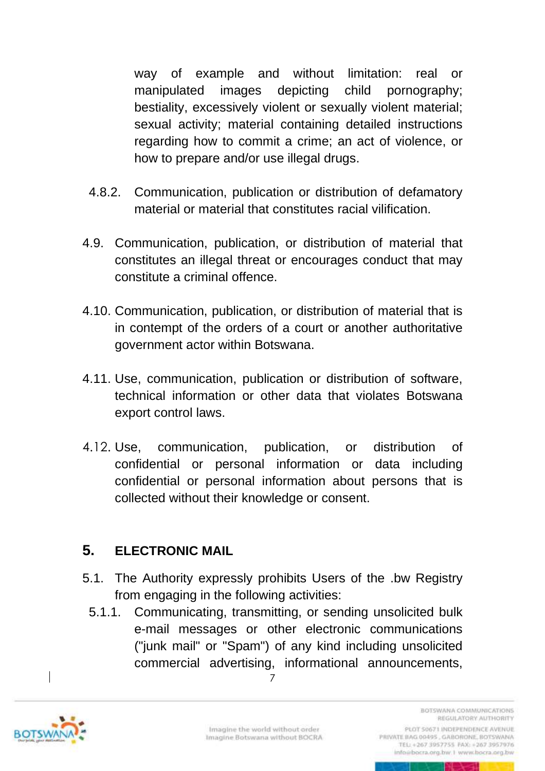way of example and without limitation: real or manipulated images depicting child pornography; bestiality, excessively violent or sexually violent material; sexual activity; material containing detailed instructions regarding how to commit a crime; an act of violence, or how to prepare and/or use illegal drugs.

4.8.2. Communication, publication or distribution of defamatory material or material that constitutes racial vilification.

4.9. Communication, publication, or distribution of material that constitutes an illegal threat or encourages conduct that may constitute a criminal offence.

4.10. Communication, publication, or distribution of material that is in contempt of the orders of a court or another authoritative government actor within Botswana.

4.11. Use, communication, publication or distribution of software, technical information or other data that violates Botswana export control laws.

4.12. Use, communication, publication, or distribution of confidential or personal information or data including confidential or personal information about persons that is collected without their knowledge or consent.

## 5. ELECTRONIC MAIL

5.1. The Authority expressly prohibits Users of the .bw Registry from engaging in the following activities:

5.1.1. Communicating, transmitting, or sending unsolicited bulk e-mail messages or other electronic communications ("junk mail" or "Spam") of any kind including unsolicited commercial advertising, informational announcements,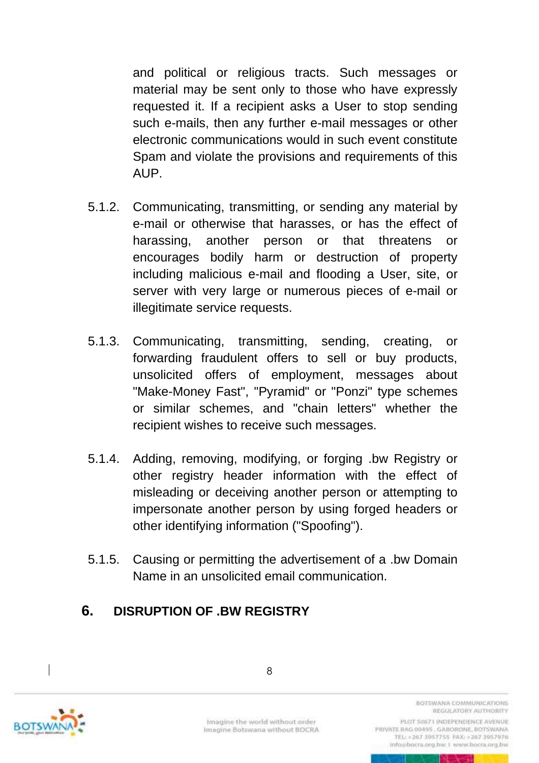and political or religious tracts. Such messages or material may be sent only to those who have expressly requested it. If a recipient asks a User to stop sending such e-mails, then any further e-mail messages or other electronic communications would in such event constitute Spam and violate the provisions and requirements of this AUP.

5.1.2. Communicating, transmitting, or sending any material by e-mail or otherwise that harasses, or has the effect of harassing, another person or that threatens or encourages bodily harm or destruction of property including malicious e-mail and flooding a User, site, or server with very large or numerous pieces of e-mail or illegitimate service requests.

5.1.3. Communicating, transmitting, sending, creating, or forwarding fraudulent offers to sell or buy products, unsolicited offers of employment, messages about "Make-Money Fast", "Pyramid" or "Ponzi" type schemes or similar schemes, and "chain letters" whether the recipient wishes to receive such messages.

5.1.4. Adding, removing, modifying, or forging .bw Registry or other registry header information with the effect of misleading or deceiving another person or attempting to impersonate another person by using forged headers or other identifying information ("Spoofing").

5.1.5. Causing or permitting the advertisement of a .bw Domain Name in an unsolicited email communication.

## 6. DISRUPTION OF .BW REGISTRY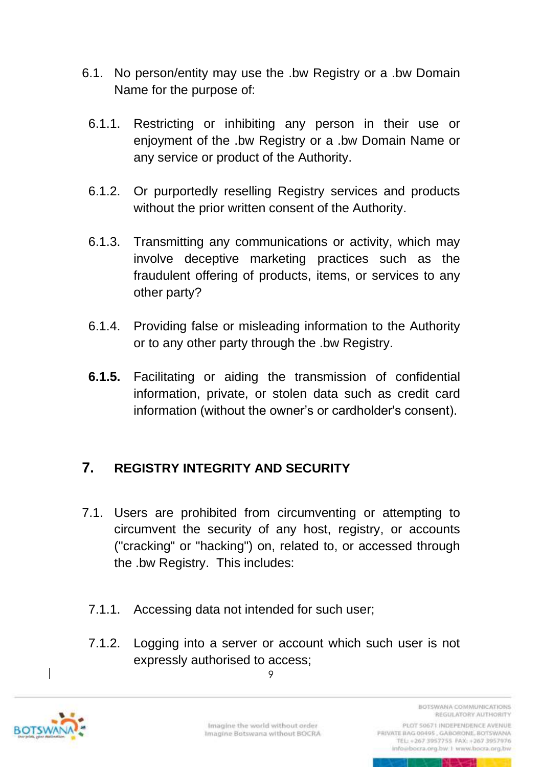6.1. No person/entity may use the .bw Registry or a .bw Domain Name for the purpose of:

6.1.1. Restricting or inhibiting any person in their use or enjoyment of the .bw Registry or a .bw Domain Name or any service or product of the Authority.

6.1.2. Or purportedly reselling Registry services and products without the prior written consent of the Authority.

6.1.3. Transmitting any communications or activity, which may involve deceptive marketing practices such as the fraudulent offering of products, items, or services to any other party?

6.1.4. Providing false or misleading information to the Authority or to any other party through the .bw Registry.

**6.1.5.** Facilitating or aiding the transmission of confidential information, private, or stolen data such as credit card information (without the owner's or cardholder's consent).

## 7. REGISTRY INTEGRITY AND SECURITY

7.1. Users are prohibited from circumventing or attempting to circumvent the security of any host, registry, or accounts ("cracking" or "hacking") on, related to, or accessed through the .bw Registry. This includes:

7.1.1. Accessing data not intended for such user;

7.1.2. Logging into a server or account which such user is not expressly authorised to access;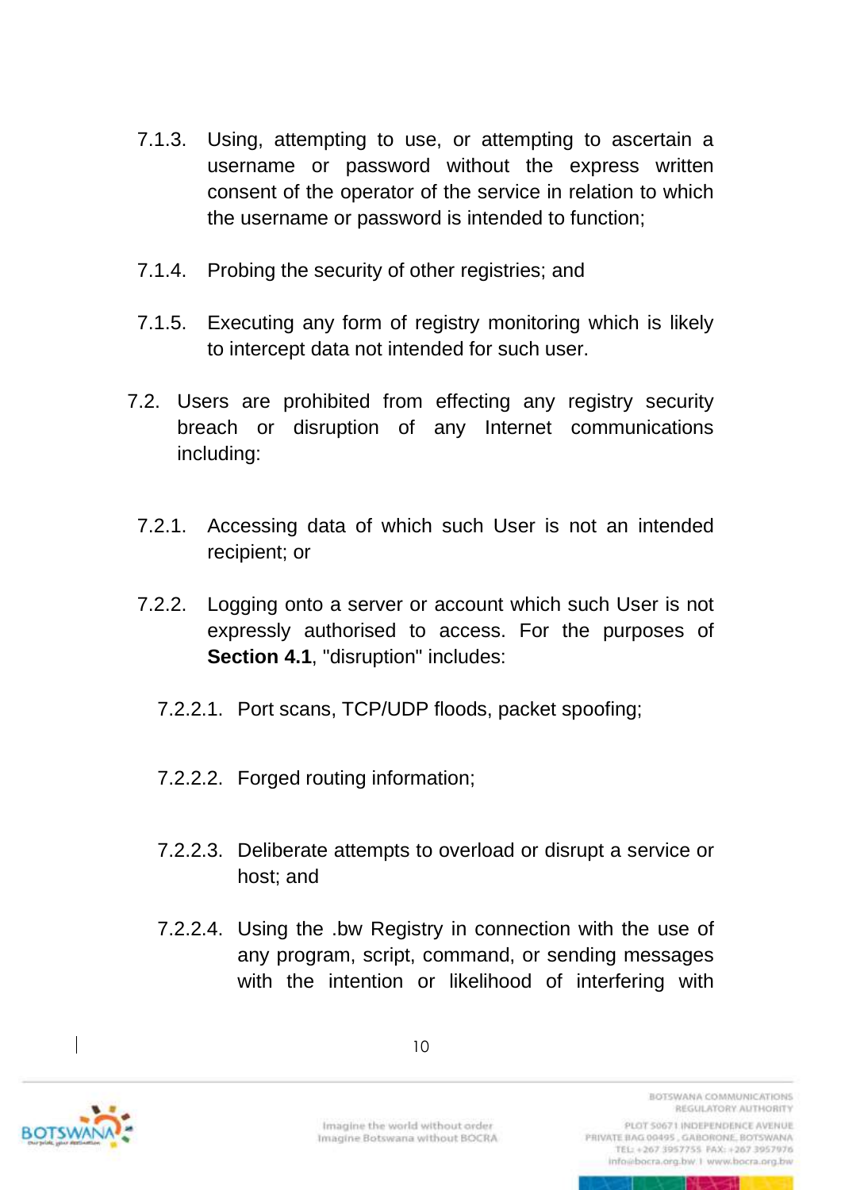7.1.3. Using, attempting to use, or attempting to ascertain a username or password without the express written consent of the operator of the service in relation to which the username or password is intended to function;

7.1.4. Probing the security of other registries; and

7.1.5. Executing any form of registry monitoring which is likely to intercept data not intended for such user.

7.2. Users are prohibited from effecting any registry security breach or disruption of any Internet communications including:

7.2.1. Accessing data of which such User is not an intended recipient; or

7.2.2. Logging onto a server or account which such User is not expressly authorised to access. For the purposes of **Section 4.1**, "disruption" includes:

7.2.2.1. Port scans, TCP/UDP floods, packet spoofing;

7.2.2.2. Forged routing information;

7.2.2.3. Deliberate attempts to overload or disrupt a service or host; and

7.2.2.4. Using the .bw Registry in connection with the use of any program, script, command, or sending messages with the intention or likelihood of interfering with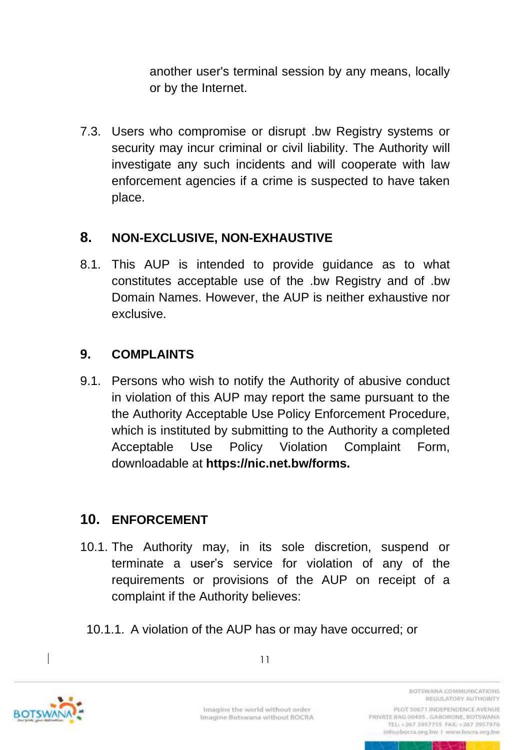another user's terminal session by any means, locally or by the Internet.

7.3. Users who compromise or disrupt .bw Registry systems or security may incur criminal or civil liability. The Authority will investigate any such incidents and will cooperate with law enforcement agencies if a crime is suspected to have taken place.

## 8. NON-EXCLUSIVE, NON-EXHAUSTIVE

8.1. This AUP is intended to provide guidance as to what constitutes acceptable use of the .bw Registry and of .bw Domain Names. However, the AUP is neither exhaustive nor exclusive.

## 9. COMPLAINTS

9.1. Persons who wish to notify the Authority of abusive conduct in violation of this AUP may report the same pursuant to the the Authority Acceptable Use Policy Enforcement Procedure, which is instituted by submitting to the Authority a completed Acceptable Use Policy Violation Complaint Form, downloadable at **https://nic.net.bw/forms.**

## 10. ENFORCEMENT

10.1. The Authority may, in its sole discretion, suspend or terminate a user's service for violation of any of the requirements or provisions of the AUP on receipt of a complaint if the Authority believes:

10.1.1. A violation of the AUP has or may have occurred; or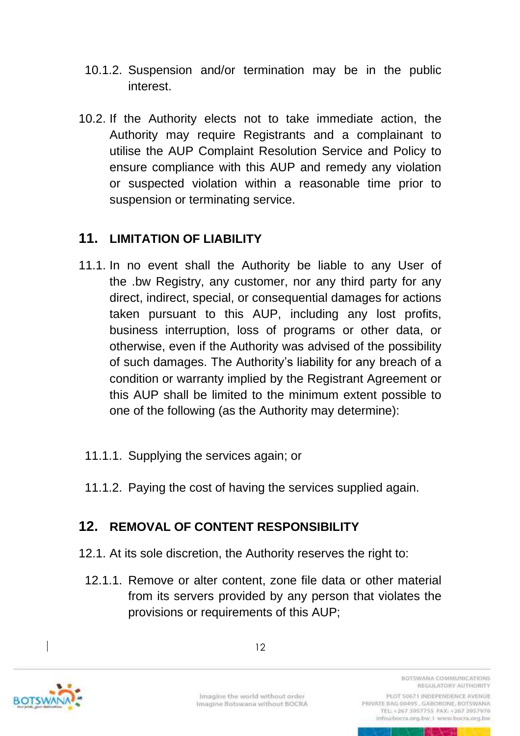10.1.2. Suspension and/or termination may be in the public interest.

10.2. If the Authority elects not to take immediate action, the Authority may require Registrants and a complainant to utilise the AUP Complaint Resolution Service and Policy to ensure compliance with this AUP and remedy any violation or suspected violation within a reasonable time prior to suspension or terminating service.

## 11. LIMITATION OF LIABILITY

11.1. In no event shall the Authority be liable to any User of the .bw Registry, any customer, nor any third party for any direct, indirect, special, or consequential damages for actions taken pursuant to this AUP, including any lost profits, business interruption, loss of programs or other data, or otherwise, even if the Authority was advised of the possibility of such damages. The Authority's liability for any breach of a condition or warranty implied by the Registrant Agreement or this AUP shall be limited to the minimum extent possible to one of the following (as the Authority may determine):

11.1.1. Supplying the services again; or

11.1.2. Paying the cost of having the services supplied again.

## 12. REMOVAL OF CONTENT RESPONSIBILITY

12.1. At its sole discretion, the Authority reserves the right to:

12.1.1. Remove or alter content, zone file data or other material from its servers provided by any person that violates the provisions or requirements of this AUP;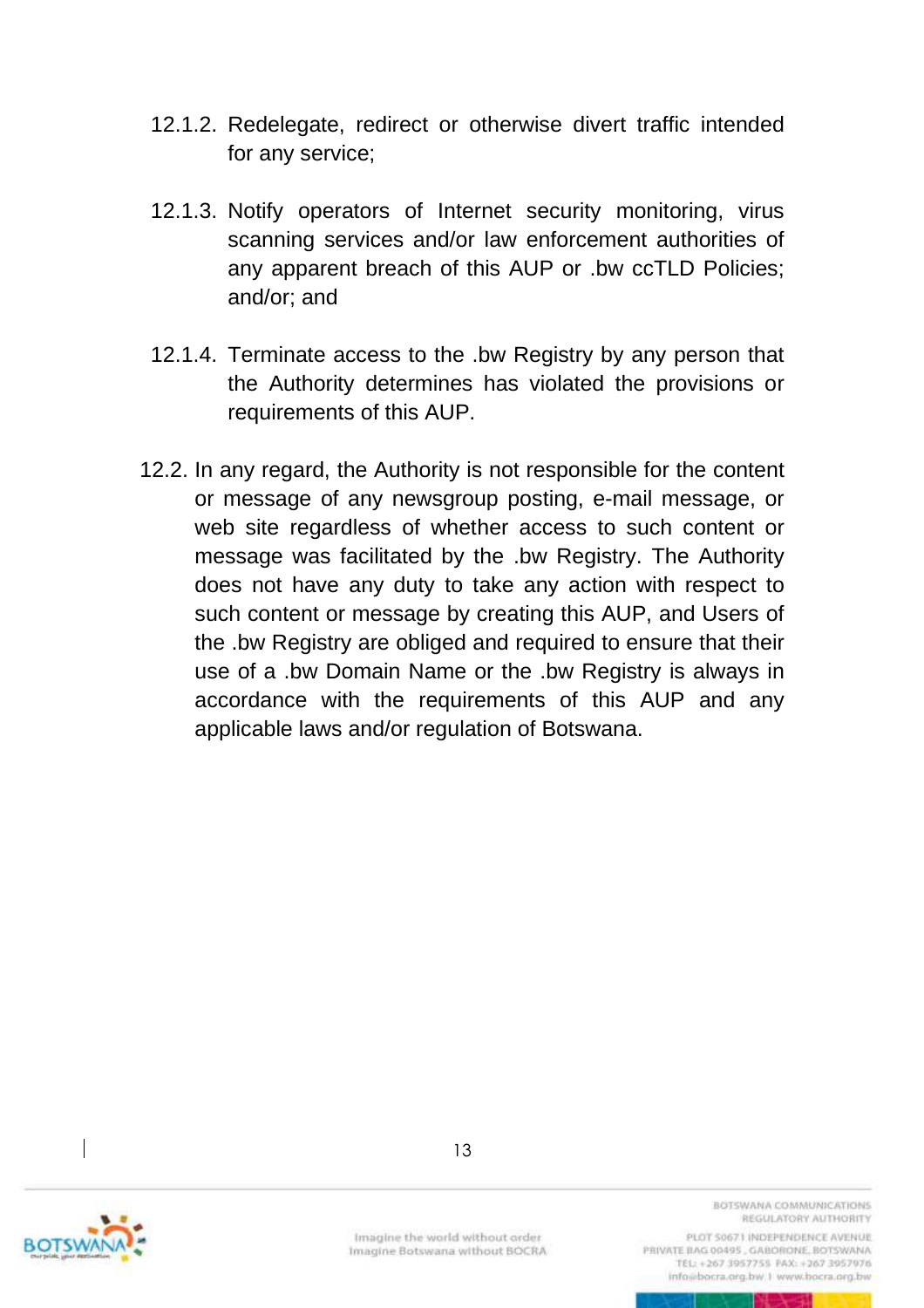12.1.2. Redelegate, redirect or otherwise divert traffic intended for any service;

12.1.3. Notify operators of Internet security monitoring, virus scanning services and/or law enforcement authorities of any apparent breach of this AUP or .bw ccTLD Policies; and/or; and

12.1.4. Terminate access to the .bw Registry by any person that the Authority determines has violated the provisions or requirements of this AUP.

12.2. In any regard, the Authority is not responsible for the content or message of any newsgroup posting, e-mail message, or web site regardless of whether access to such content or message was facilitated by the .bw Registry. The Authority does not have any duty to take any action with respect to such content or message by creating this AUP, and Users of the .bw Registry are obliged and required to ensure that their use of a .bw Domain Name or the .bw Registry is always in accordance with the requirements of this AUP and any applicable laws and/or regulation of Botswana.